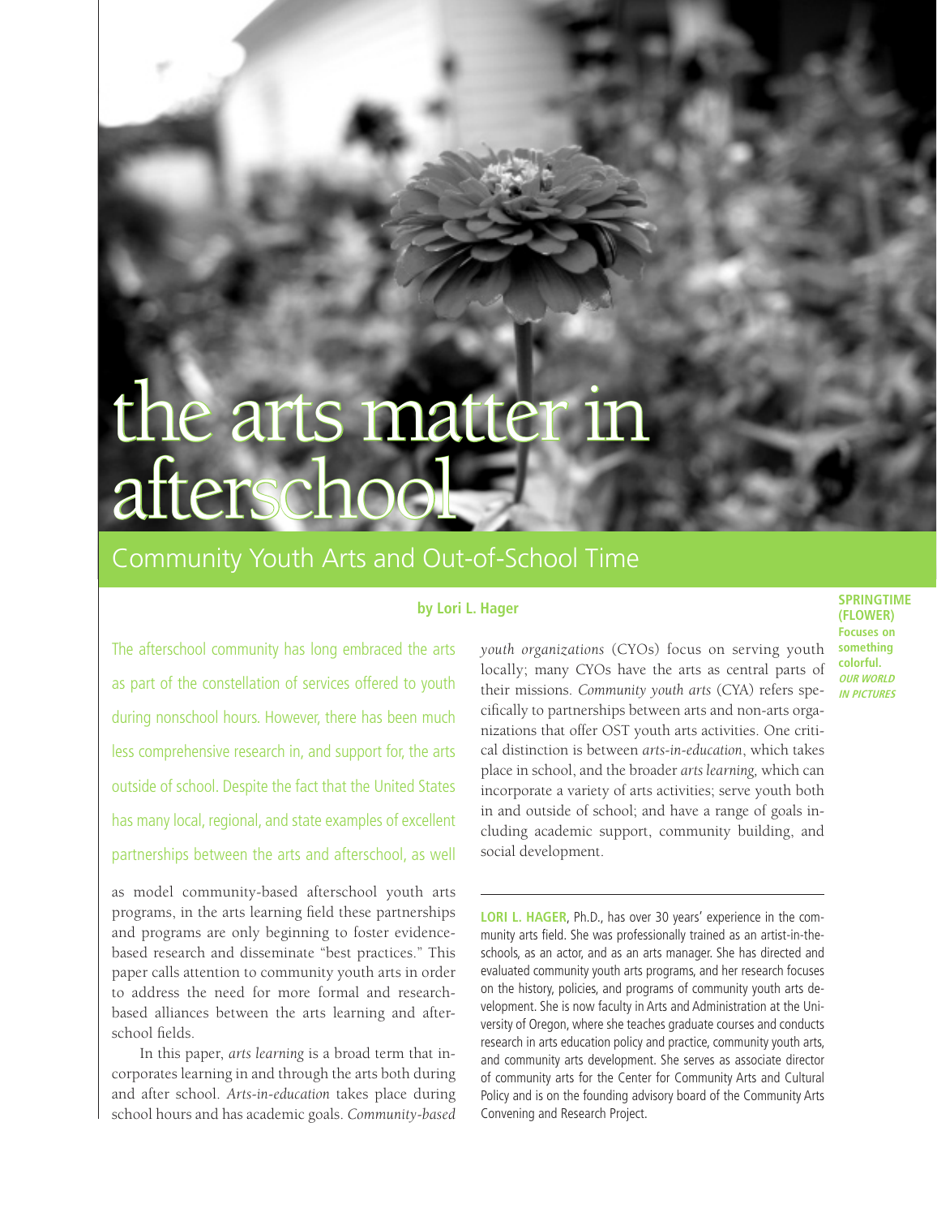# the arts matter in afterschool

## Community Youth Arts and Out-of-School Time

**by Lori L. Hager**

The afterschool community has long embraced the arts as part of the constellation of services offered to youth during nonschool hours. However, there has been much less comprehensive research in, and support for, the arts outside of school. Despite the fact that the United States has many local, regional, and state examples of excellent partnerships between the arts and afterschool, as well as model community-based afterschool youth arts programs, in the arts learning field these partnerships and programs are only beginning to foster evidence-based research and disseminate "best practices." This paper calls attention to community youth arts in order to address the need for more formal and research-based alliances between the arts learning and afterschool fields.

In this paper, *arts learning* is a broad term that incorporates learning in and through the arts both during and after school. *Arts-in-education* takes place during school hours and has academic goals. *Community-based youth organizations* (CYOs) focus on serving youth locally; many CYOs have the arts as central parts of their missions. *Community youth arts* (CYA) refers specifically to partnerships between arts and non-arts organizations that offer OST youth arts activities. One critical distinction is between *arts-in-education*, which takes place in school, and the broader *arts learning*, which can incorporate a variety of arts activities; serve youth both in and outside of school; and have a range of goals including academic support, community building, and social development.

**LORI L. HAGER**, Ph.D., has over 30 years' experience in the community arts field. She was professionally trained as an artist-in-the-schools, as an actor, and as an arts manager. She has directed and evaluated community youth arts programs, and her research focuses on the history, policies, and programs of community youth arts development. She is now faculty in Arts and Administration at the University of Oregon, where she teaches graduate courses and conducts research in arts education policy and practice, community youth arts, and community arts development. She serves as associate director of community arts for the Center for Community Arts and Cultural Policy and is on the founding advisory board of the Community Arts Convening and Research Project.

**SPRINGTIME (FLOWER)**
**Focuses on something colorful.**
***OUR WORLD IN PICTURES***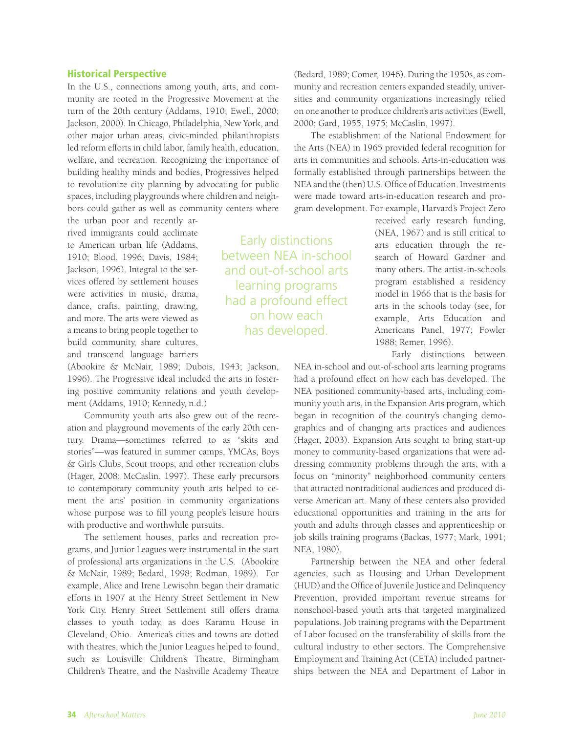## Historical Perspective

In the U.S., connections among youth, arts, and community are rooted in the Progressive Movement at the turn of the 20th century (Addams, 1910; Ewell, 2000; Jackson, 2000). In Chicago, Philadelphia, New York, and other major urban areas, civic-minded philanthropists led reform efforts in child labor, family health, education, welfare, and recreation. Recognizing the importance of building healthy minds and bodies, Progressives helped to revolutionize city planning by advocating for public spaces, including playgrounds where children and neighbors could gather as well as community centers where the urban poor and recently arrived immigrants could acclimate to American urban life (Addams, 1910; Blood, 1996; Davis, 1984; Jackson, 1996). Integral to the services offered by settlement houses were activities in music, drama, dance, crafts, painting, drawing, and more. The arts were viewed as a means to bring people together to build community, share cultures, and transcend language barriers (Abookire & McNair, 1989; Dubois, 1943; Jackson, 1996). The Progressive ideal included the arts in fostering positive community relations and youth development (Addams, 1910; Kennedy, n.d.)

Community youth arts also grew out of the recreation and playground movements of the early 20th century. Drama—sometimes referred to as "skits and stories"—was featured in summer camps, YMCAs, Boys & Girls Clubs, Scout troops, and other recreation clubs (Hager, 2008; McCaslin, 1997). These early precursors to contemporary community youth arts helped to cement the arts' position in community organizations whose purpose was to fill young people's leisure hours with productive and worthwhile pursuits.

The settlement houses, parks and recreation programs, and Junior Leagues were instrumental in the start of professional arts organizations in the U.S. (Abookire & McNair, 1989; Bedard, 1998; Rodman, 1989). For example, Alice and Irene Lewisohn began their dramatic efforts in 1907 at the Henry Street Settlement in New York City. Henry Street Settlement still offers drama classes to youth today, as does Karamu House in Cleveland, Ohio. America's cities and towns are dotted with theatres, which the Junior Leagues helped to found, such as Louisville Children's Theatre, Birmingham Children's Theatre, and the Nashville Academy Theatre (Bedard, 1989; Comer, 1946). During the 1950s, as community and recreation centers expanded steadily, universities and community organizations increasingly relied on one another to produce children's arts activities (Ewell, 2000; Gard, 1955, 1975; McCaslin, 1997).

The establishment of the National Endowment for the Arts (NEA) in 1965 provided federal recognition for arts in communities and schools. Arts-in-education was formally established through partnerships between the NEA and the (then) U.S. Office of Education. Investments were made toward arts-in-education research and program development. For example, Harvard's Project Zero received early research funding, (NEA, 1967) and is still critical to arts education through the research of Howard Gardner and many others. The artist-in-schools program established a residency model in 1966 that is the basis for arts in the schools today (see, for example, Arts Education and Americans Panel, 1977; Fowler 1988; Remer, 1996).

> Early distinctions between NEA in-school and out-of-school arts learning programs had a profound effect on how each has developed.

Early distinctions between NEA in-school and out-of-school arts learning programs had a profound effect on how each has developed. The NEA positioned community-based arts, including community youth arts, in the Expansion Arts program, which began in recognition of the country's changing demographics and of changing arts practices and audiences (Hager, 2003). Expansion Arts sought to bring start-up money to community-based organizations that were addressing community problems through the arts, with a focus on "minority" neighborhood community centers that attracted nontraditional audiences and produced diverse American art. Many of these centers also provided educational opportunities and training in the arts for youth and adults through classes and apprenticeship or job skills training programs (Backas, 1977; Mark, 1991; NEA, 1980).

Partnership between the NEA and other federal agencies, such as Housing and Urban Development (HUD) and the Office of Juvenile Justice and Delinquency Prevention, provided important revenue streams for nonschool-based youth arts that targeted marginalized populations. Job training programs with the Department of Labor focused on the transferability of skills from the cultural industry to other sectors. The Comprehensive Employment and Training Act (CETA) included partnerships between the NEA and Department of Labor in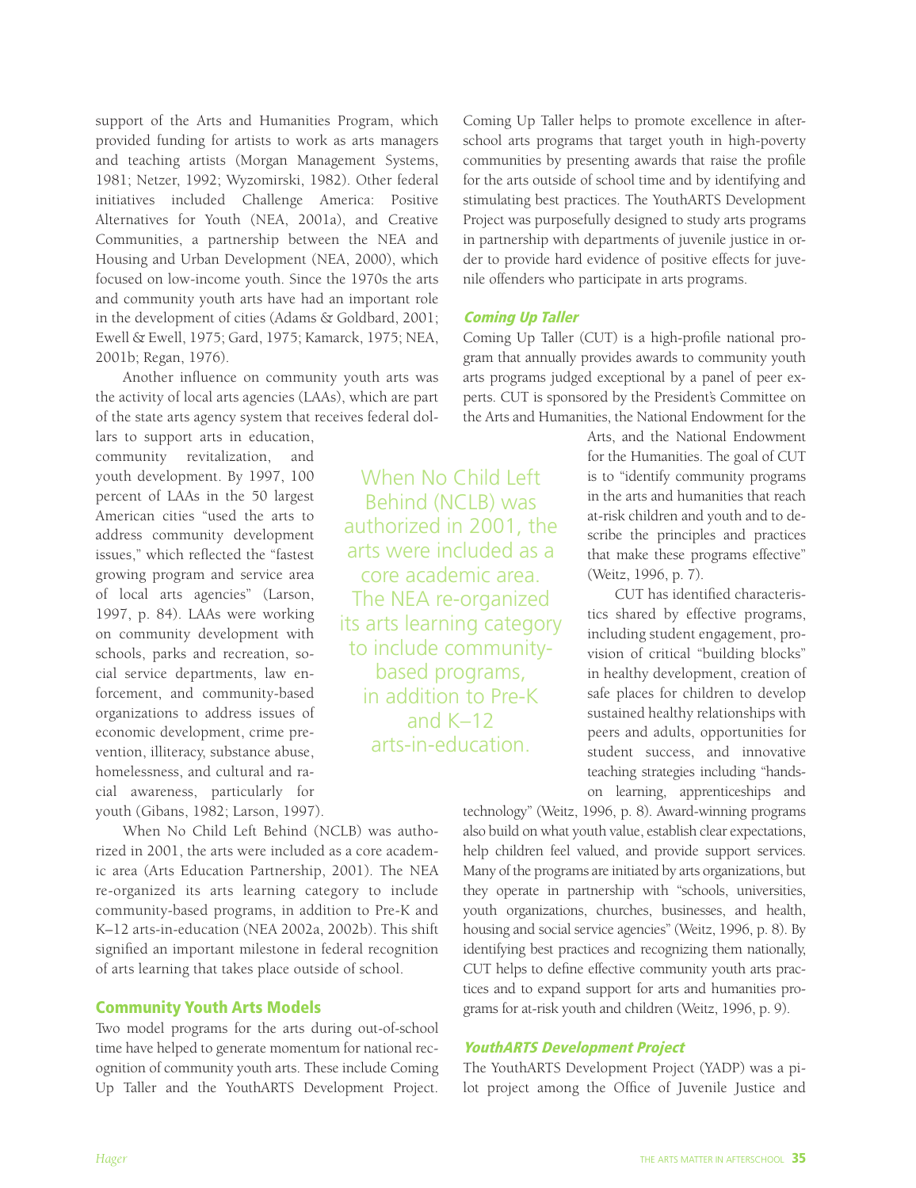support of the Arts and Humanities Program, which provided funding for artists to work as arts managers and teaching artists (Morgan Management Systems, 1981; Netzer, 1992; Wyzomirski, 1982). Other federal initiatives included Challenge America: Positive Alternatives for Youth (NEA, 2001a), and Creative Communities, a partnership between the NEA and Housing and Urban Development (NEA, 2000), which focused on low-income youth. Since the 1970s the arts and community youth arts have had an important role in the development of cities (Adams & Goldbard, 2001; Ewell & Ewell, 1975; Gard, 1975; Kamarck, 1975; NEA, 2001b; Regan, 1976).

Another influence on community youth arts was the activity of local arts agencies (LAAs), which are part of the state arts agency system that receives federal dollars to support arts in education, community revitalization, and youth development. By 1997, 100 percent of LAAs in the 50 largest American cities "used the arts to address community development issues," which reflected the "fastest growing program and service area of local arts agencies" (Larson, 1997, p. 84). LAAs were working on community development with schools, parks and recreation, social service departments, law enforcement, and community-based organizations to address issues of economic development, crime prevention, illiteracy, substance abuse, homelessness, and cultural and racial awareness, particularly for youth (Gibans, 1982; Larson, 1997).

When No Child Left Behind (NCLB) was authorized in 2001, the arts were included as a core academic area (Arts Education Partnership, 2001). The NEA re-organized its arts learning category to include community-based programs, in addition to Pre-K and K–12 arts-in-education (NEA 2002a, 2002b). This shift signified an important milestone in federal recognition of arts learning that takes place outside of school.

> When No Child Left Behind (NCLB) was authorized in 2001, the arts were included as a core academic area. The NEA re-organized its arts learning category to include community-based programs, in addition to Pre-K and K–12 arts-in-education.

## Community Youth Arts Models

Two model programs for the arts during out-of-school time have helped to generate momentum for national recognition of community youth arts. These include Coming Up Taller and the YouthARTS Development Project. Coming Up Taller helps to promote excellence in afterschool arts programs that target youth in high-poverty communities by presenting awards that raise the profile for the arts outside of school time and by identifying and stimulating best practices. The YouthARTS Development Project was purposefully designed to study arts programs in partnership with departments of juvenile justice in order to provide hard evidence of positive effects for juvenile offenders who participate in arts programs.

### *Coming Up Taller*

Coming Up Taller (CUT) is a high-profile national program that annually provides awards to community youth arts programs judged exceptional by a panel of peer experts. CUT is sponsored by the President's Committee on the Arts and Humanities, the National Endowment for the Arts, and the National Endowment for the Humanities. The goal of CUT is to "identify community programs in the arts and humanities that reach at-risk children and youth and to describe the principles and practices that make these programs effective" (Weitz, 1996, p. 7).

CUT has identified characteristics shared by effective programs, including student engagement, provision of critical "building blocks" in healthy development, creation of safe places for children to develop sustained healthy relationships with peers and adults, opportunities for student success, and innovative teaching strategies including "hands-on learning, apprenticeships and technology" (Weitz, 1996, p. 8). Award-winning programs also build on what youth value, establish clear expectations, help children feel valued, and provide support services. Many of the programs are initiated by arts organizations, but they operate in partnership with "schools, universities, youth organizations, churches, businesses, and health, housing and social service agencies" (Weitz, 1996, p. 8). By identifying best practices and recognizing them nationally, CUT helps to define effective community youth arts practices and to expand support for arts and humanities programs for at-risk youth and children (Weitz, 1996, p. 9).

### *YouthARTS Development Project*

The YouthARTS Development Project (YADP) was a pilot project among the Office of Juvenile Justice and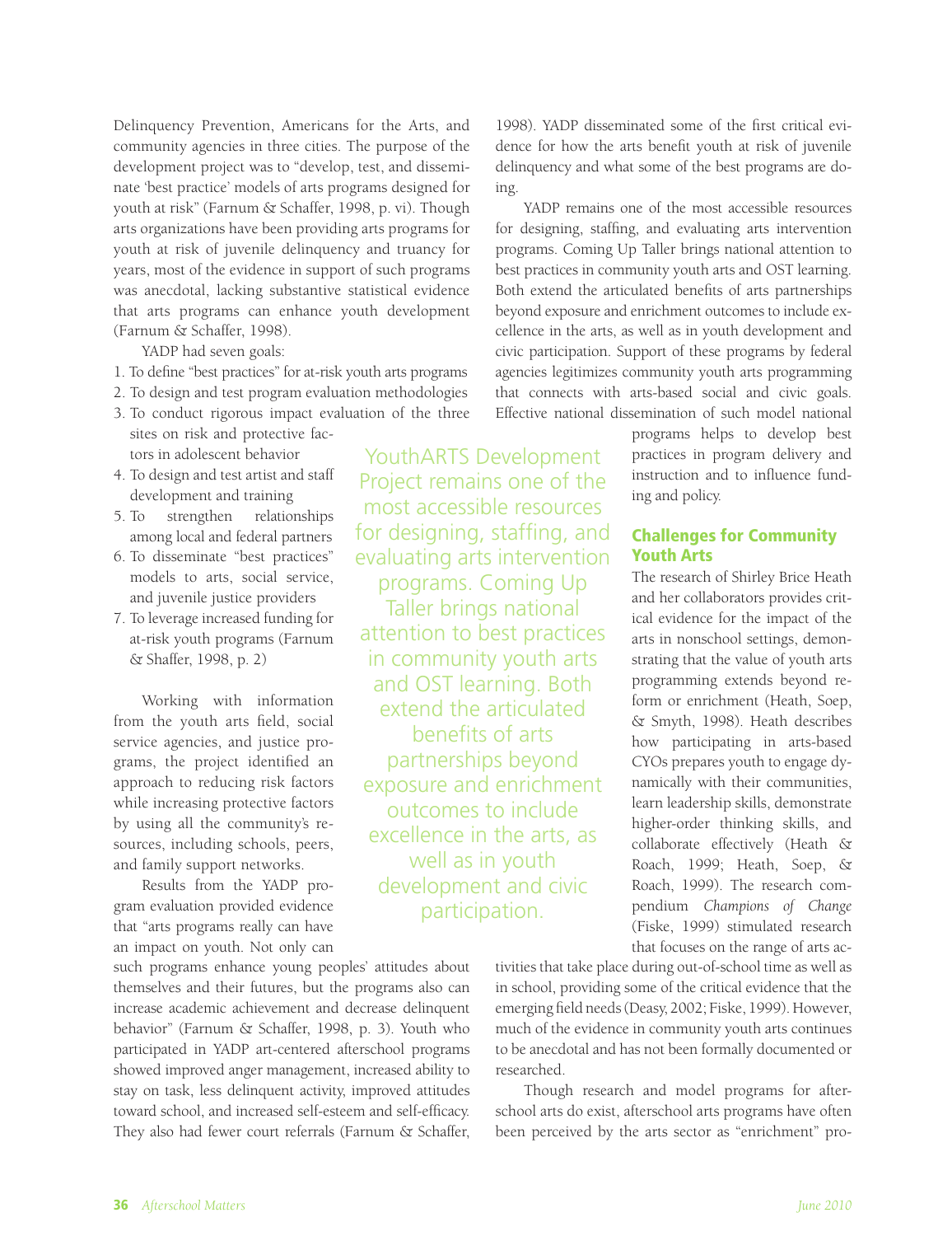Delinquency Prevention, Americans for the Arts, and community agencies in three cities. The purpose of the development project was to "develop, test, and disseminate 'best practice' models of arts programs designed for youth at risk" (Farnum & Schaffer, 1998, p. vi). Though arts organizations have been providing arts programs for youth at risk of juvenile delinquency and truancy for years, most of the evidence in support of such programs was anecdotal, lacking substantive statistical evidence that arts programs can enhance youth development (Farnum & Schaffer, 1998).

YADP had seven goals:

1. To define "best practices" for at-risk youth arts programs
2. To design and test program evaluation methodologies
3. To conduct rigorous impact evaluation of the three sites on risk and protective factors in adolescent behavior
4. To design and test artist and staff development and training
5. To strengthen relationships among local and federal partners
6. To disseminate "best practices" models to arts, social service, and juvenile justice providers
7. To leverage increased funding for at-risk youth programs (Farnum & Shaffer, 1998, p. 2)

Working with information from the youth arts field, social service agencies, and justice programs, the project identified an approach to reducing risk factors while increasing protective factors by using all the community's resources, including schools, peers, and family support networks.

Results from the YADP program evaluation provided evidence that "arts programs really can have an impact on youth. Not only can such programs enhance young peoples' attitudes about themselves and their futures, but the programs also can increase academic achievement and decrease delinquent behavior" (Farnum & Schaffer, 1998, p. 3). Youth who participated in YADP art-centered afterschool programs showed improved anger management, increased ability to stay on task, less delinquent activity, improved attitudes toward school, and increased self-esteem and self-efficacy. They also had fewer court referrals (Farnum & Schaffer, 1998). YADP disseminated some of the first critical evidence for how the arts benefit youth at risk of juvenile delinquency and what some of the best programs are doing.

YADP remains one of the most accessible resources for designing, staffing, and evaluating arts intervention programs. Coming Up Taller brings national attention to best practices in community youth arts and OST learning. Both extend the articulated benefits of arts partnerships beyond exposure and enrichment outcomes to include excellence in the arts, as well as in youth development and civic participation. Support of these programs by federal agencies legitimizes community youth arts programming that connects with arts-based social and civic goals. Effective national dissemination of such model national programs helps to develop best practices in program delivery and instruction and to influence funding and policy.

> YouthARTS Development Project remains one of the most accessible resources for designing, staffing, and evaluating arts intervention programs. Coming Up Taller brings national attention to best practices in community youth arts and OST learning. Both extend the articulated benefits of arts partnerships beyond exposure and enrichment outcomes to include excellence in the arts, as well as in youth development and civic participation.

## Challenges for Community Youth Arts

The research of Shirley Brice Heath and her collaborators provides critical evidence for the impact of the arts in nonschool settings, demonstrating that the value of youth arts programming extends beyond reform or enrichment (Heath, Soep, & Smyth, 1998). Heath describes how participating in arts-based CYOs prepares youth to engage dynamically with their communities, learn leadership skills, demonstrate higher-order thinking skills, and collaborate effectively (Heath & Roach, 1999; Heath, Soep, & Roach, 1999). The research compendium *Champions of Change* (Fiske, 1999) stimulated research that focuses on the range of arts activities that take place during out-of-school time as well as in school, providing some of the critical evidence that the emerging field needs (Deasy, 2002; Fiske, 1999). However, much of the evidence in community youth arts continues to be anecdotal and has not been formally documented or researched.

Though research and model programs for afterschool arts do exist, afterschool arts programs have often been perceived by the arts sector as "enrichment" pro-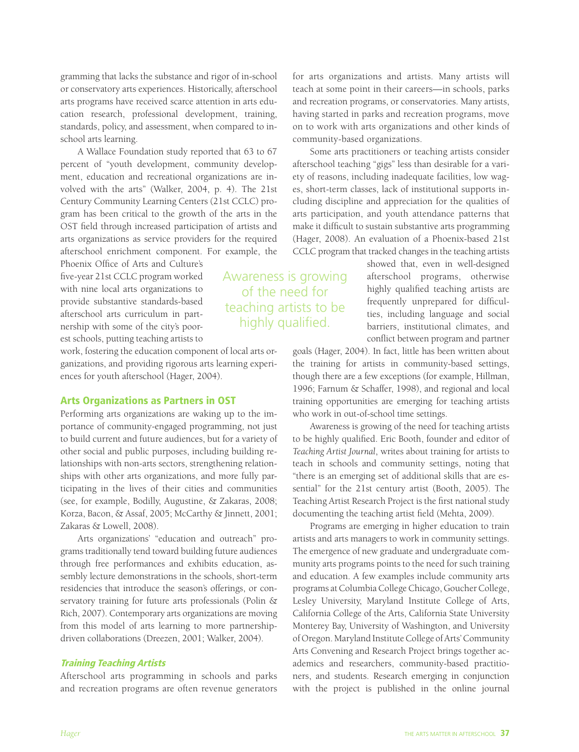gramming that lacks the substance and rigor of in-school or conservatory arts experiences. Historically, afterschool arts programs have received scarce attention in arts education research, professional development, training, standards, policy, and assessment, when compared to in-school arts learning.

A Wallace Foundation study reported that 63 to 67 percent of "youth development, community development, education and recreational organizations are involved with the arts" (Walker, 2004, p. 4). The 21st Century Community Learning Centers (21st CCLC) program has been critical to the growth of the arts in the OST field through increased participation of artists and arts organizations as service providers for the required afterschool enrichment component. For example, the Phoenix Office of Arts and Culture's five-year 21st CCLC program worked with nine local arts organizations to provide substantive standards-based afterschool arts curriculum in partnership with some of the city's poorest schools, putting teaching artists to work, fostering the education component of local arts organizations, and providing rigorous arts learning experiences for youth afterschool (Hager, 2004).

## Arts Organizations as Partners in OST

Performing arts organizations are waking up to the importance of community-engaged programming, not just to build current and future audiences, but for a variety of other social and public purposes, including building relationships with non-arts sectors, strengthening relationships with other arts organizations, and more fully participating in the lives of their cities and communities (see, for example, Bodilly, Augustine, & Zakaras, 2008; Korza, Bacon, & Assaf, 2005; McCarthy & Jinnett, 2001; Zakaras & Lowell, 2008).

Arts organizations' "education and outreach" programs traditionally tend toward building future audiences through free performances and exhibits education, assembly lecture demonstrations in the schools, short-term residencies that introduce the season's offerings, or conservatory training for future arts professionals (Polin & Rich, 2007). Contemporary arts organizations are moving from this model of arts learning to more partnership-driven collaborations (Dreezen, 2001; Walker, 2004).

### *Training Teaching Artists*

Afterschool arts programming in schools and parks and recreation programs are often revenue generators for arts organizations and artists. Many artists will teach at some point in their careers—in schools, parks and recreation programs, or conservatories. Many artists, having started in parks and recreation programs, move on to work with arts organizations and other kinds of community-based organizations.

Some arts practitioners or teaching artists consider afterschool teaching "gigs" less than desirable for a variety of reasons, including inadequate facilities, low wages, short-term classes, lack of institutional supports including discipline and appreciation for the qualities of arts participation, and youth attendance patterns that make it difficult to sustain substantive arts programming (Hager, 2008). An evaluation of a Phoenix-based 21st CCLC program that tracked changes in the teaching artists showed that, even in well-designed afterschool programs, otherwise highly qualified teaching artists are frequently unprepared for difficulties, including language and social barriers, institutional climates, and conflict between program and partner goals (Hager, 2004). In fact, little has been written about the training for artists in community-based settings, though there are a few exceptions (for example, Hillman, 1996; Farnum & Schaffer, 1998), and regional and local training opportunities are emerging for teaching artists who work in out-of-school time settings.

> Awareness is growing of the need for teaching artists to be highly qualified.

Awareness is growing of the need for teaching artists to be highly qualified. Eric Booth, founder and editor of *Teaching Artist Journal*, writes about training for artists to teach in schools and community settings, noting that "there is an emerging set of additional skills that are essential" for the 21st century artist (Booth, 2005). The Teaching Artist Research Project is the first national study documenting the teaching artist field (Mehta, 2009).

Programs are emerging in higher education to train artists and arts managers to work in community settings. The emergence of new graduate and undergraduate community arts programs points to the need for such training and education. A few examples include community arts programs at Columbia College Chicago, Goucher College, Lesley University, Maryland Institute College of Arts, California College of the Arts, California State University Monterey Bay, University of Washington, and University of Oregon. Maryland Institute College of Arts' Community Arts Convening and Research Project brings together academics and researchers, community-based practitioners, and students. Research emerging in conjunction with the project is published in the online journal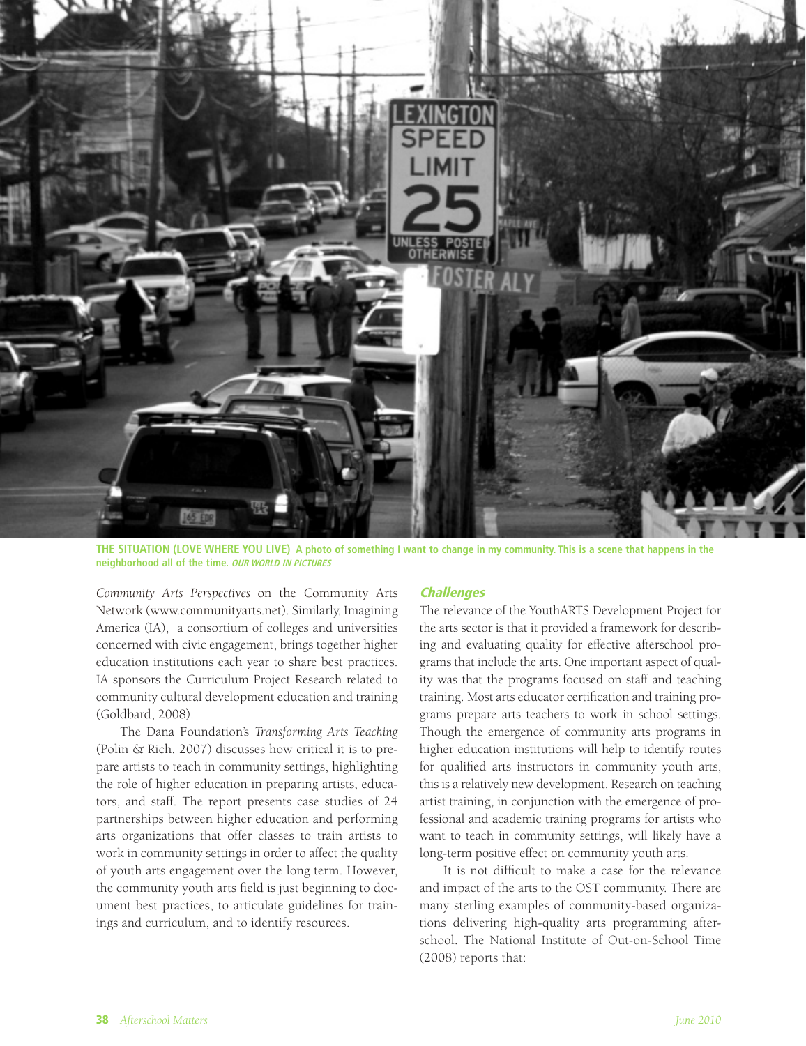**THE SITUATION (LOVE WHERE YOU LIVE)** A photo of something I want to change in my community. This is a scene that happens in the neighborhood all of the time. *OUR WORLD IN PICTURES*

*Community Arts Perspectives* on the Community Arts Network (www.communityarts.net). Similarly, Imagining America (IA), a consortium of colleges and universities concerned with civic engagement, brings together higher education institutions each year to share best practices. IA sponsors the Curriculum Project Research related to community cultural development education and training (Goldbard, 2008).

The Dana Foundation's *Transforming Arts Teaching* (Polin & Rich, 2007) discusses how critical it is to prepare artists to teach in community settings, highlighting the role of higher education in preparing artists, educators, and staff. The report presents case studies of 24 partnerships between higher education and performing arts organizations that offer classes to train artists to work in community settings in order to affect the quality of youth arts engagement over the long term. However, the community youth arts field is just beginning to document best practices, to articulate guidelines for trainings and curriculum, and to identify resources.

## *Challenges*

The relevance of the YouthARTS Development Project for the arts sector is that it provided a framework for describing and evaluating quality for effective afterschool programs that include the arts. One important aspect of quality was that the programs focused on staff and teaching training. Most arts educator certification and training programs prepare arts teachers to work in school settings. Though the emergence of community arts programs in higher education institutions will help to identify routes for qualified arts instructors in community youth arts, this is a relatively new development. Research on teaching artist training, in conjunction with the emergence of professional and academic training programs for artists who want to teach in community settings, will likely have a long-term positive effect on community youth arts.

It is not difficult to make a case for the relevance and impact of the arts to the OST community. There are many sterling examples of community-based organizations delivering high-quality arts programming afterschool. The National Institute of Out-on-School Time (2008) reports that: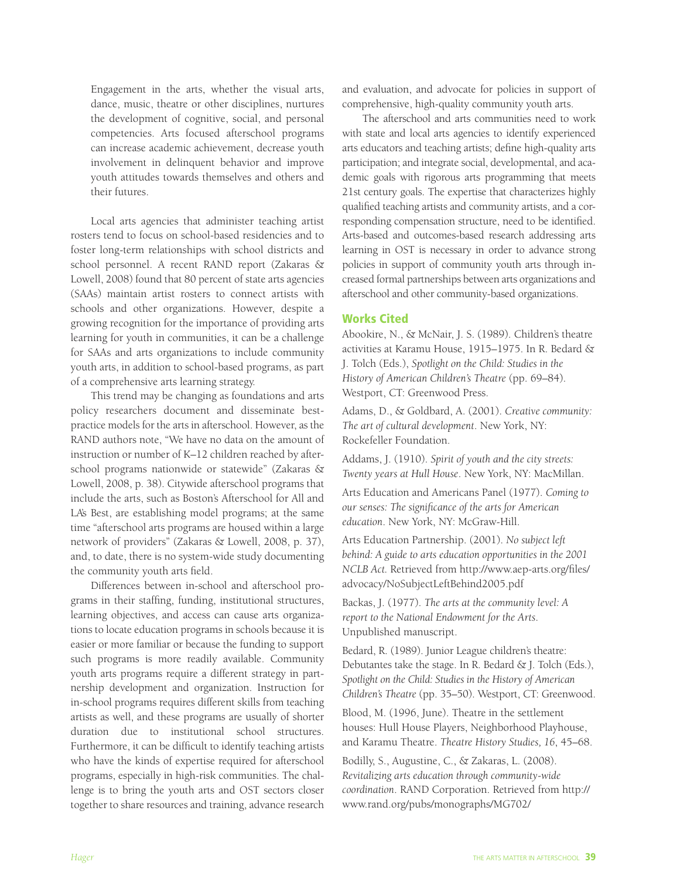> Engagement in the arts, whether the visual arts, dance, music, theatre or other disciplines, nurtures the development of cognitive, social, and personal competencies. Arts focused afterschool programs can increase academic achievement, decrease youth involvement in delinquent behavior and improve youth attitudes towards themselves and others and their futures.

Local arts agencies that administer teaching artist rosters tend to focus on school-based residencies and to foster long-term relationships with school districts and school personnel. A recent RAND report (Zakaras & Lowell, 2008) found that 80 percent of state arts agencies (SAAs) maintain artist rosters to connect artists with schools and other organizations. However, despite a growing recognition for the importance of providing arts learning for youth in communities, it can be a challenge for SAAs and arts organizations to include community youth arts, in addition to school-based programs, as part of a comprehensive arts learning strategy.

This trend may be changing as foundations and arts policy researchers document and disseminate best-practice models for the arts in afterschool. However, as the RAND authors note, "We have no data on the amount of instruction or number of K–12 children reached by afterschool programs nationwide or statewide" (Zakaras & Lowell, 2008, p. 38). Citywide afterschool programs that include the arts, such as Boston's Afterschool for All and LA's Best, are establishing model programs; at the same time "afterschool arts programs are housed within a large network of providers" (Zakaras & Lowell, 2008, p. 37), and, to date, there is no system-wide study documenting the community youth arts field.

Differences between in-school and afterschool programs in their staffing, funding, institutional structures, learning objectives, and access can cause arts organizations to locate education programs in schools because it is easier or more familiar or because the funding to support such programs is more readily available. Community youth arts programs require a different strategy in partnership development and organization. Instruction for in-school programs requires different skills from teaching artists as well, and these programs are usually of shorter duration due to institutional school structures. Furthermore, it can be difficult to identify teaching artists who have the kinds of expertise required for afterschool programs, especially in high-risk communities. The challenge is to bring the youth arts and OST sectors closer together to share resources and training, advance research and evaluation, and advocate for policies in support of comprehensive, high-quality community youth arts.

The afterschool and arts communities need to work with state and local arts agencies to identify experienced arts educators and teaching artists; define high-quality arts participation; and integrate social, developmental, and academic goals with rigorous arts programming that meets 21st century goals. The expertise that characterizes highly qualified teaching artists and community artists, and a corresponding compensation structure, need to be identified. Arts-based and outcomes-based research addressing arts learning in OST is necessary in order to advance strong policies in support of community youth arts through increased formal partnerships between arts organizations and afterschool and other community-based organizations.

## Works Cited

Abookire, N., & McNair, J. S. (1989). Children's theatre activities at Karamu House, 1915–1975. In R. Bedard & J. Tolch (Eds.), *Spotlight on the Child: Studies in the History of American Children's Theatre* (pp. 69–84). Westport, CT: Greenwood Press.

Adams, D., & Goldbard, A. (2001). *Creative community: The art of cultural development*. New York, NY: Rockefeller Foundation.

Addams, J. (1910). *Spirit of youth and the city streets: Twenty years at Hull House*. New York, NY: MacMillan.

Arts Education and Americans Panel (1977). *Coming to our senses: The significance of the arts for American education*. New York, NY: McGraw-Hill.

Arts Education Partnership. (2001). *No subject left behind: A guide to arts education opportunities in the 2001 NCLB Act.* Retrieved from http://www.aep-arts.org/files/advocacy/NoSubjectLeftBehind2005.pdf

Backas, J. (1977). *The arts at the community level: A report to the National Endowment for the Arts.* Unpublished manuscript.

Bedard, R. (1989). Junior League children's theatre: Debutantes take the stage. In R. Bedard & J. Tolch (Eds.), *Spotlight on the Child: Studies in the History of American Children's Theatre* (pp. 35–50). Westport, CT: Greenwood.

Blood, M. (1996, June). Theatre in the settlement houses: Hull House Players, Neighborhood Playhouse, and Karamu Theatre. *Theatre History Studies, 16*, 45–68.

Bodilly, S., Augustine, C., & Zakaras, L. (2008). *Revitalizing arts education through community-wide coordination*. RAND Corporation. Retrieved from http://www.rand.org/pubs/monographs/MG702/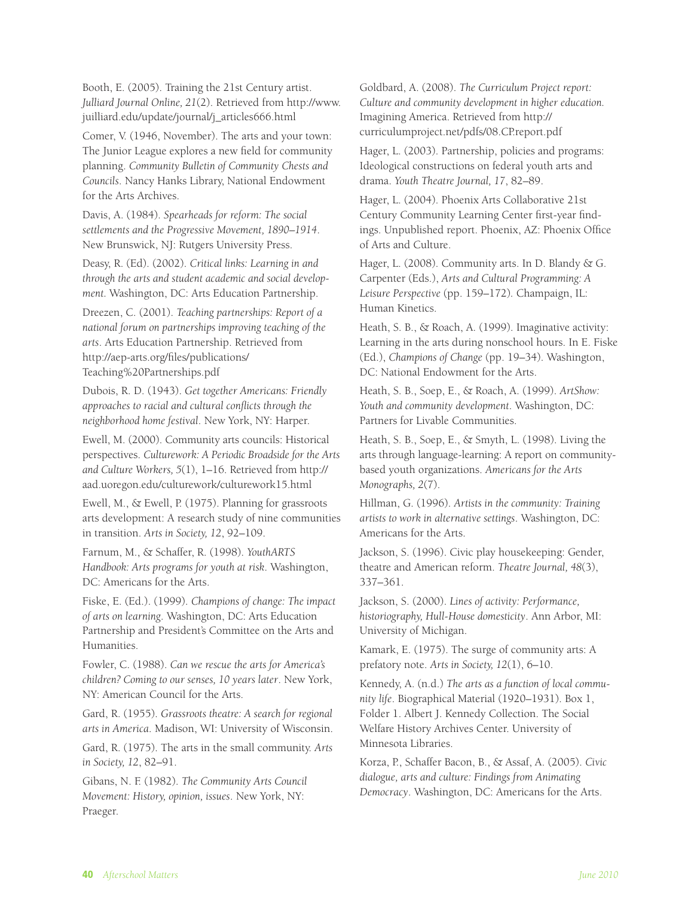Booth, E. (2005). Training the 21st Century artist. *Julliard Journal Online, 21*(2). Retrieved from http://www.juilliard.edu/update/journal/j_articles666.html

Comer, V. (1946, November). The arts and your town: The Junior League explores a new field for community planning. *Community Bulletin of Community Chests and Councils*. Nancy Hanks Library, National Endowment for the Arts Archives.

Davis, A. (1984). *Spearheads for reform: The social settlements and the Progressive Movement, 1890–1914*. New Brunswick, NJ: Rutgers University Press.

Deasy, R. (Ed). (2002). *Critical links: Learning in and through the arts and student academic and social development*. Washington, DC: Arts Education Partnership.

Dreezen, C. (2001). *Teaching partnerships: Report of a national forum on partnerships improving teaching of the arts*. Arts Education Partnership. Retrieved from http://aep-arts.org/files/publications/Teaching%20Partnerships.pdf

Dubois, R. D. (1943). *Get together Americans: Friendly approaches to racial and cultural conflicts through the neighborhood home festival*. New York, NY: Harper.

Ewell, M. (2000). Community arts councils: Historical perspectives. *Culturework: A Periodic Broadside for the Arts and Culture Workers, 5*(1), 1–16. Retrieved from http://aad.uoregon.edu/culturework/culturework15.html

Ewell, M., & Ewell, P. (1975). Planning for grassroots arts development: A research study of nine communities in transition. *Arts in Society, 12*, 92–109.

Farnum, M., & Schaffer, R. (1998). *YouthARTS Handbook: Arts programs for youth at risk*. Washington, DC: Americans for the Arts.

Fiske, E. (Ed.). (1999). *Champions of change: The impact of arts on learning*. Washington, DC: Arts Education Partnership and President's Committee on the Arts and Humanities.

Fowler, C. (1988). *Can we rescue the arts for America's children? Coming to our senses, 10 years later*. New York, NY: American Council for the Arts.

Gard, R. (1955). *Grassroots theatre: A search for regional arts in America*. Madison, WI: University of Wisconsin.

Gard, R. (1975). The arts in the small community. *Arts in Society, 12*, 82–91.

Gibans, N. F. (1982). *The Community Arts Council Movement: History, opinion, issues*. New York, NY: Praeger.

Goldbard, A. (2008). *The Curriculum Project report: Culture and community development in higher education*. Imagining America. Retrieved from http://curriculumproject.net/pdfs/08.CP.report.pdf

Hager, L. (2003). Partnership, policies and programs: Ideological constructions on federal youth arts and drama. *Youth Theatre Journal, 17*, 82–89.

Hager, L. (2004). Phoenix Arts Collaborative 21st Century Community Learning Center first-year findings. Unpublished report. Phoenix, AZ: Phoenix Office of Arts and Culture.

Hager, L. (2008). Community arts. In D. Blandy & G. Carpenter (Eds.), *Arts and Cultural Programming: A Leisure Perspective* (pp. 159–172). Champaign, IL: Human Kinetics.

Heath, S. B., & Roach, A. (1999). Imaginative activity: Learning in the arts during nonschool hours. In E. Fiske (Ed.), *Champions of Change* (pp. 19–34). Washington, DC: National Endowment for the Arts.

Heath, S. B., Soep, E., & Roach, A. (1999). *ArtShow: Youth and community development*. Washington, DC: Partners for Livable Communities.

Heath, S. B., Soep, E., & Smyth, L. (1998). Living the arts through language-learning: A report on community-based youth organizations. *Americans for the Arts Monographs, 2*(7).

Hillman, G. (1996). *Artists in the community: Training artists to work in alternative settings*. Washington, DC: Americans for the Arts.

Jackson, S. (1996). Civic play housekeeping: Gender, theatre and American reform. *Theatre Journal, 48*(3), 337–361.

Jackson, S. (2000). *Lines of activity: Performance, historiography, Hull-House domesticity*. Ann Arbor, MI: University of Michigan.

Kamark, E. (1975). The surge of community arts: A prefatory note. *Arts in Society, 12*(1), 6–10.

Kennedy, A. (n.d.) *The arts as a function of local community life*. Biographical Material (1920–1931). Box 1, Folder 1. Albert J. Kennedy Collection. The Social Welfare History Archives Center. University of Minnesota Libraries.

Korza, P., Schaffer Bacon, B., & Assaf, A. (2005). *Civic dialogue, arts and culture: Findings from Animating Democracy*. Washington, DC: Americans for the Arts.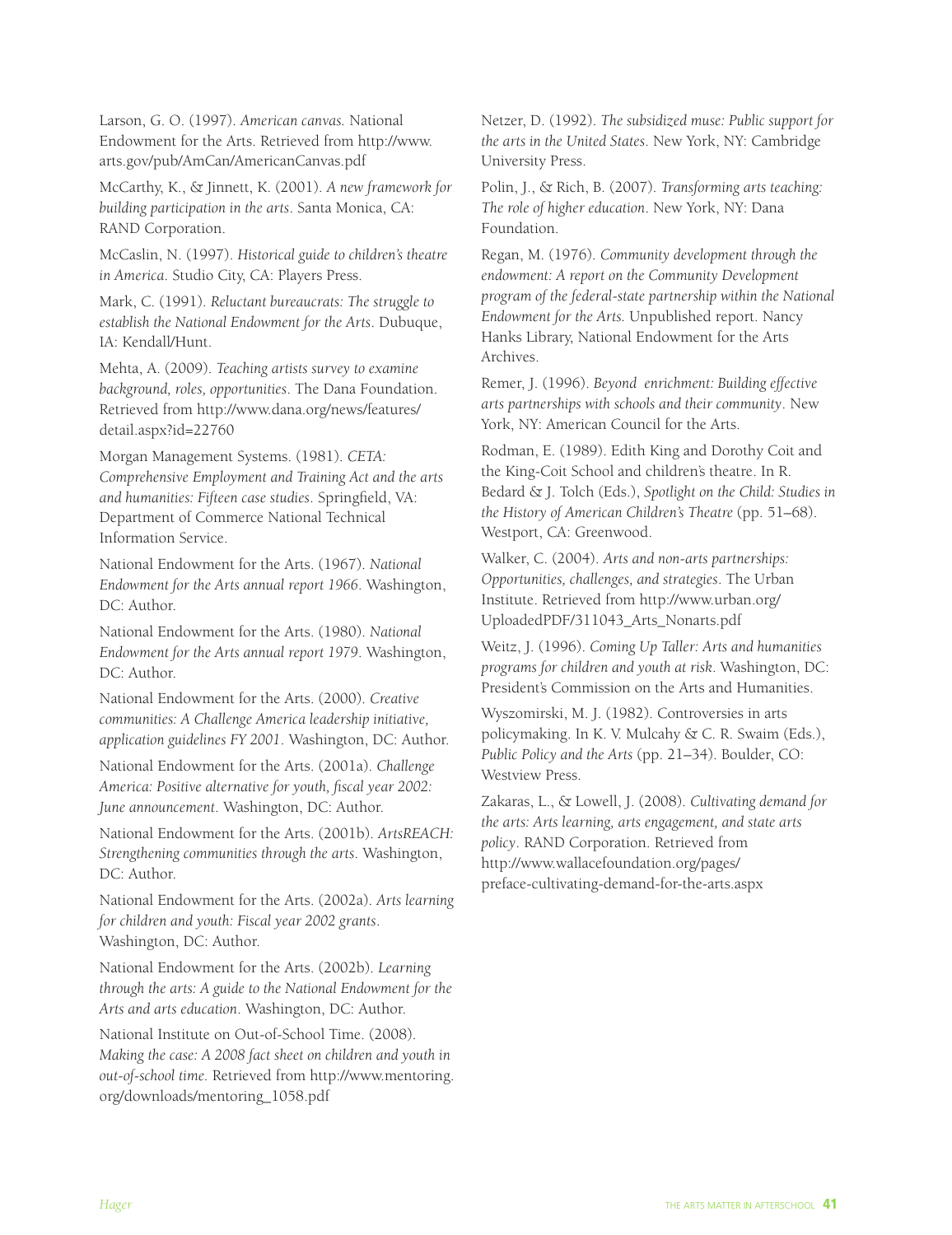Larson, G. O. (1997). *American canvas.* National Endowment for the Arts. Retrieved from http://www.arts.gov/pub/AmCan/AmericanCanvas.pdf

McCarthy, K., & Jinnett, K. (2001). *A new framework for building participation in the arts*. Santa Monica, CA: RAND Corporation.

McCaslin, N. (1997). *Historical guide to children's theatre in America.* Studio City, CA: Players Press.

Mark, C. (1991). *Reluctant bureaucrats: The struggle to establish the National Endowment for the Arts*. Dubuque, IA: Kendall/Hunt.

Mehta, A. (2009). *Teaching artists survey to examine background, roles, opportunities*. The Dana Foundation. Retrieved from http://www.dana.org/news/features/detail.aspx?id=22760

Morgan Management Systems. (1981). *CETA: Comprehensive Employment and Training Act and the arts and humanities: Fifteen case studies*. Springfield, VA: Department of Commerce National Technical Information Service.

National Endowment for the Arts. (1967). *National Endowment for the Arts annual report 1966*. Washington, DC: Author.

National Endowment for the Arts. (1980). *National Endowment for the Arts annual report 1979*. Washington, DC: Author.

National Endowment for the Arts. (2000). *Creative communities: A Challenge America leadership initiative, application guidelines FY 2001*. Washington, DC: Author.

National Endowment for the Arts. (2001a). *Challenge America: Positive alternative for youth, fiscal year 2002: June announcement*. Washington, DC: Author.

National Endowment for the Arts. (2001b). *ArtsREACH: Strengthening communities through the arts*. Washington, DC: Author.

National Endowment for the Arts. (2002a). *Arts learning for children and youth: Fiscal year 2002 grants*. Washington, DC: Author.

National Endowment for the Arts. (2002b). *Learning through the arts: A guide to the National Endowment for the Arts and arts education*. Washington, DC: Author.

National Institute on Out-of-School Time. (2008). *Making the case: A 2008 fact sheet on children and youth in out-of-school time.* Retrieved from http://www.mentoring.org/downloads/mentoring_1058.pdf

Netzer, D. (1992). *The subsidized muse: Public support for the arts in the United States*. New York, NY: Cambridge University Press.

Polin, J., & Rich, B. (2007). *Transforming arts teaching: The role of higher education*. New York, NY: Dana Foundation.

Regan, M. (1976). *Community development through the endowment: A report on the Community Development program of the federal-state partnership within the National Endowment for the Arts.* Unpublished report. Nancy Hanks Library, National Endowment for the Arts Archives.

Remer, J. (1996). *Beyond enrichment: Building effective arts partnerships with schools and their community*. New York, NY: American Council for the Arts.

Rodman, E. (1989). Edith King and Dorothy Coit and the King-Coit School and children's theatre. In R. Bedard & J. Tolch (Eds.), *Spotlight on the Child: Studies in the History of American Children's Theatre* (pp. 51–68). Westport, CA: Greenwood.

Walker, C. (2004). *Arts and non-arts partnerships: Opportunities, challenges, and strategies*. The Urban Institute. Retrieved from http://www.urban.org/UploadedPDF/311043_Arts_Nonarts.pdf

Weitz, J. (1996). *Coming Up Taller: Arts and humanities programs for children and youth at risk*. Washington, DC: President's Commission on the Arts and Humanities.

Wyszomirski, M. J. (1982). Controversies in arts policymaking. In K. V. Mulcahy & C. R. Swaim (Eds.), *Public Policy and the Arts* (pp. 21–34). Boulder, CO: Westview Press.

Zakaras, L., & Lowell, J. (2008). *Cultivating demand for the arts: Arts learning, arts engagement, and state arts policy*. RAND Corporation. Retrieved from http://www.wallacefoundation.org/pages/preface-cultivating-demand-for-the-arts.aspx